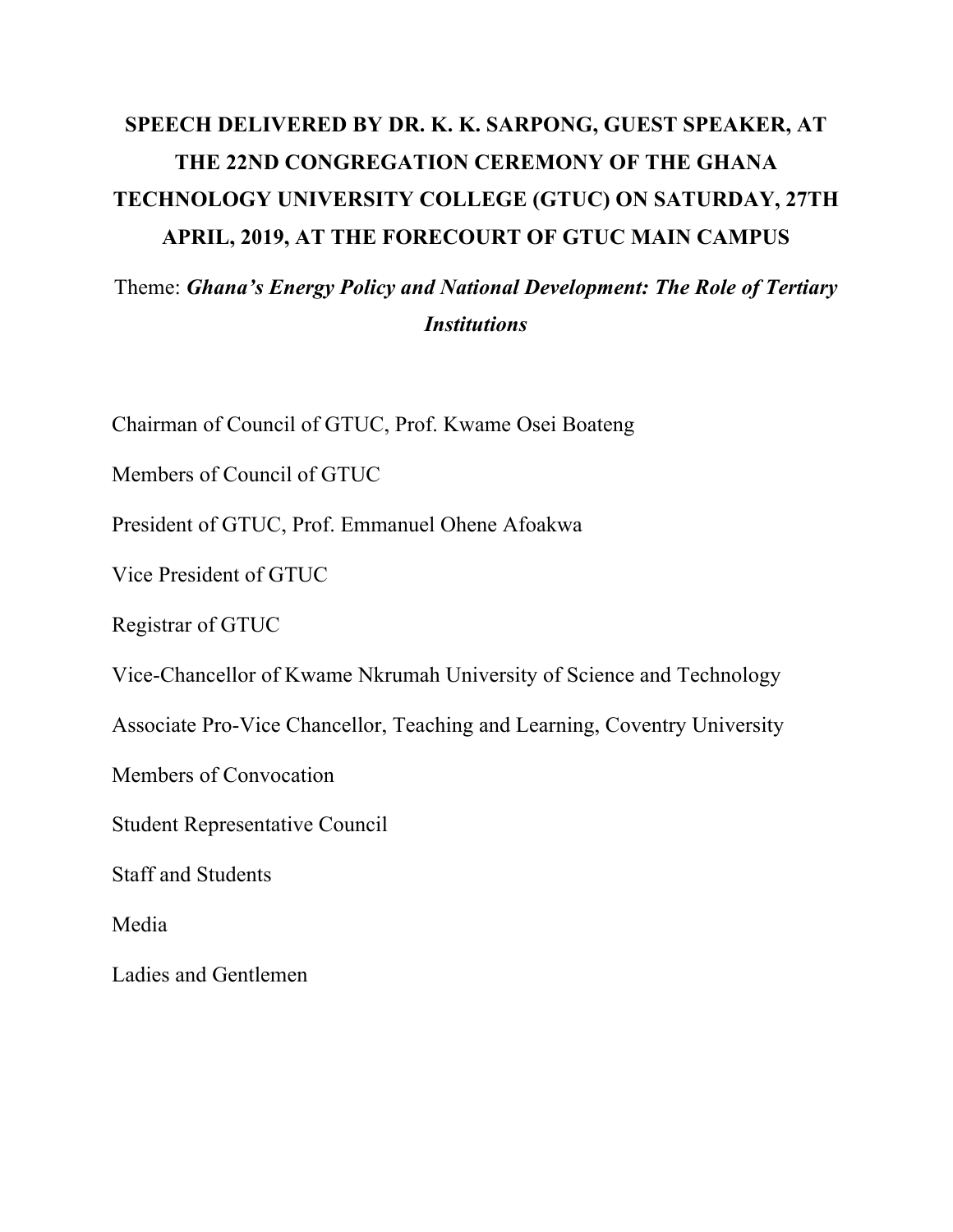# SPEECH DELIVERED BY DR. K. K. SARPONG, GUEST SPEAKER, AT THE 22ND CONGREGATION CEREMONY OF THE GHANA TECHNOLOGY UNIVERSITY COLLEGE (GTUC) ON SATURDAY, 27TH APRIL, 2019, AT THE FORECOURT OF GTUC MAIN CAMPUS

Theme: ***Ghana's Energy Policy and National Development: The Role of Tertiary Institutions***

Chairman of Council of GTUC, Prof. Kwame Osei Boateng

Members of Council of GTUC

President of GTUC, Prof. Emmanuel Ohene Afoakwa

Vice President of GTUC

Registrar of GTUC

Vice-Chancellor of Kwame Nkrumah University of Science and Technology

Associate Pro-Vice Chancellor, Teaching and Learning, Coventry University

Members of Convocation

Student Representative Council

Staff and Students

Media

Ladies and Gentlemen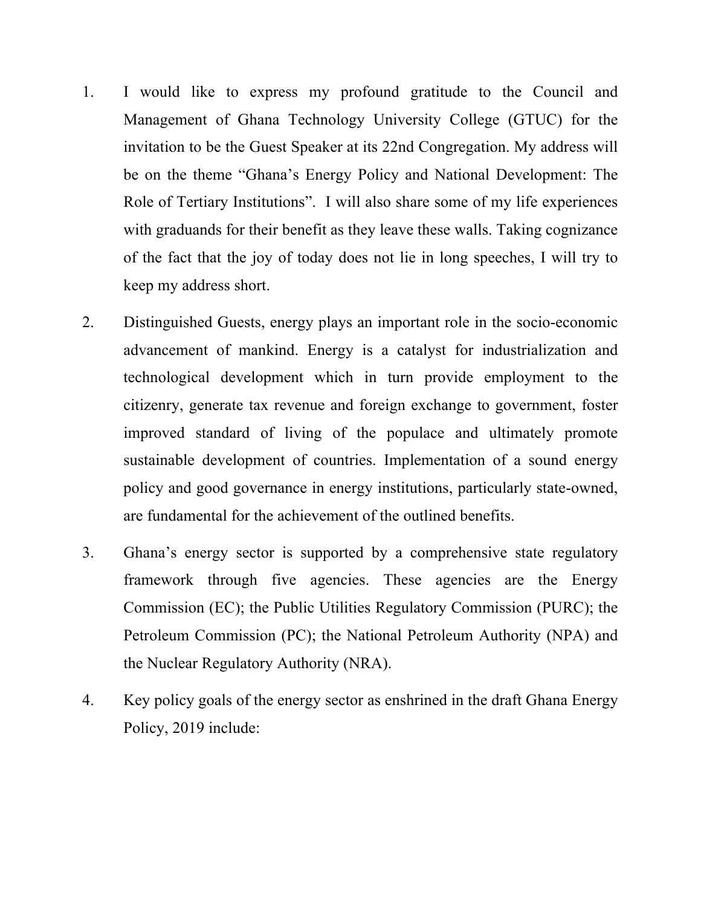1. I would like to express my profound gratitude to the Council and Management of Ghana Technology University College (GTUC) for the invitation to be the Guest Speaker at its 22nd Congregation. My address will be on the theme "Ghana's Energy Policy and National Development: The Role of Tertiary Institutions". I will also share some of my life experiences with graduands for their benefit as they leave these walls. Taking cognizance of the fact that the joy of today does not lie in long speeches, I will try to keep my address short.

2. Distinguished Guests, energy plays an important role in the socio-economic advancement of mankind. Energy is a catalyst for industrialization and technological development which in turn provide employment to the citizenry, generate tax revenue and foreign exchange to government, foster improved standard of living of the populace and ultimately promote sustainable development of countries. Implementation of a sound energy policy and good governance in energy institutions, particularly state-owned, are fundamental for the achievement of the outlined benefits.

3. Ghana's energy sector is supported by a comprehensive state regulatory framework through five agencies. These agencies are the Energy Commission (EC); the Public Utilities Regulatory Commission (PURC); the Petroleum Commission (PC); the National Petroleum Authority (NPA) and the Nuclear Regulatory Authority (NRA).

4. Key policy goals of the energy sector as enshrined in the draft Ghana Energy Policy, 2019 include: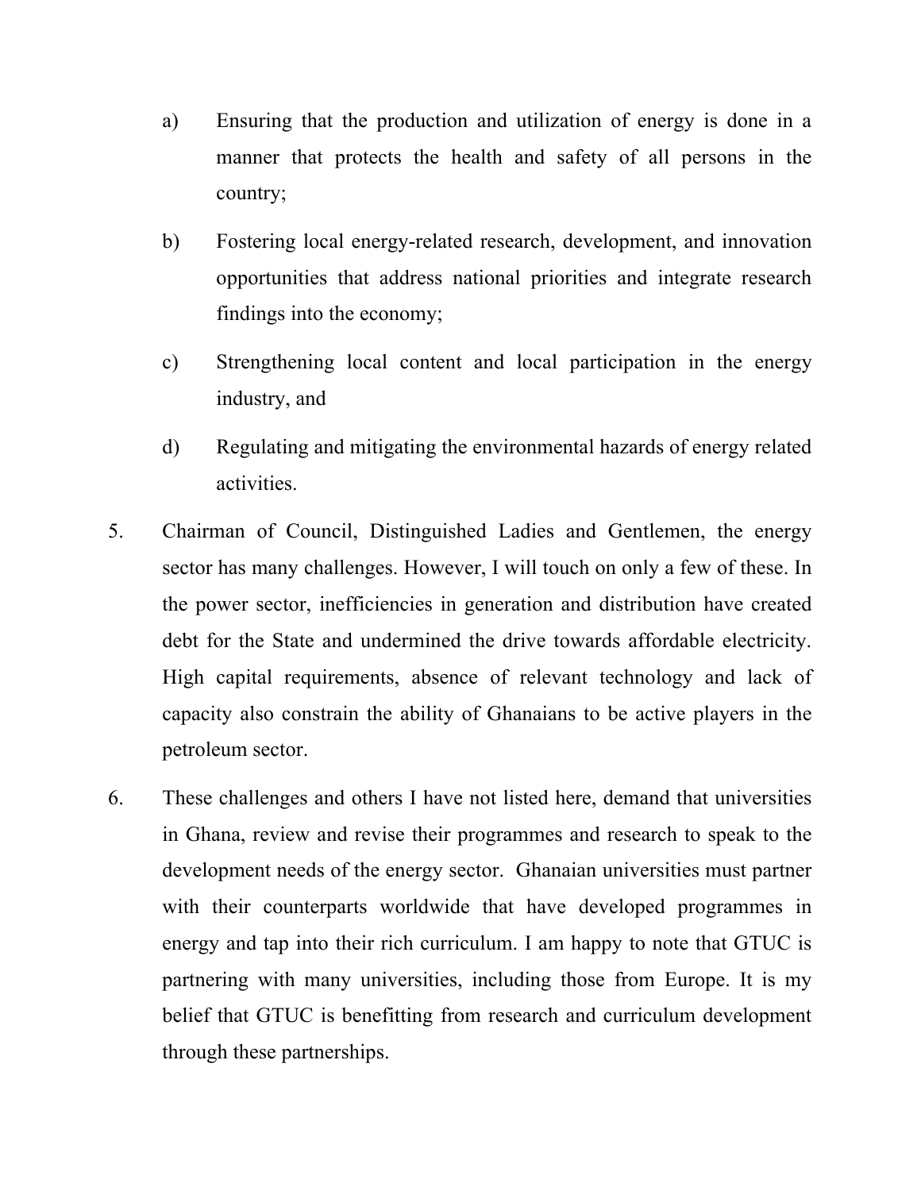a) Ensuring that the production and utilization of energy is done in a manner that protects the health and safety of all persons in the country;

b) Fostering local energy-related research, development, and innovation opportunities that address national priorities and integrate research findings into the economy;

c) Strengthening local content and local participation in the energy industry, and

d) Regulating and mitigating the environmental hazards of energy related activities.

5. Chairman of Council, Distinguished Ladies and Gentlemen, the energy sector has many challenges. However, I will touch on only a few of these. In the power sector, inefficiencies in generation and distribution have created debt for the State and undermined the drive towards affordable electricity. High capital requirements, absence of relevant technology and lack of capacity also constrain the ability of Ghanaians to be active players in the petroleum sector.

6. These challenges and others I have not listed here, demand that universities in Ghana, review and revise their programmes and research to speak to the development needs of the energy sector. Ghanaian universities must partner with their counterparts worldwide that have developed programmes in energy and tap into their rich curriculum. I am happy to note that GTUC is partnering with many universities, including those from Europe. It is my belief that GTUC is benefitting from research and curriculum development through these partnerships.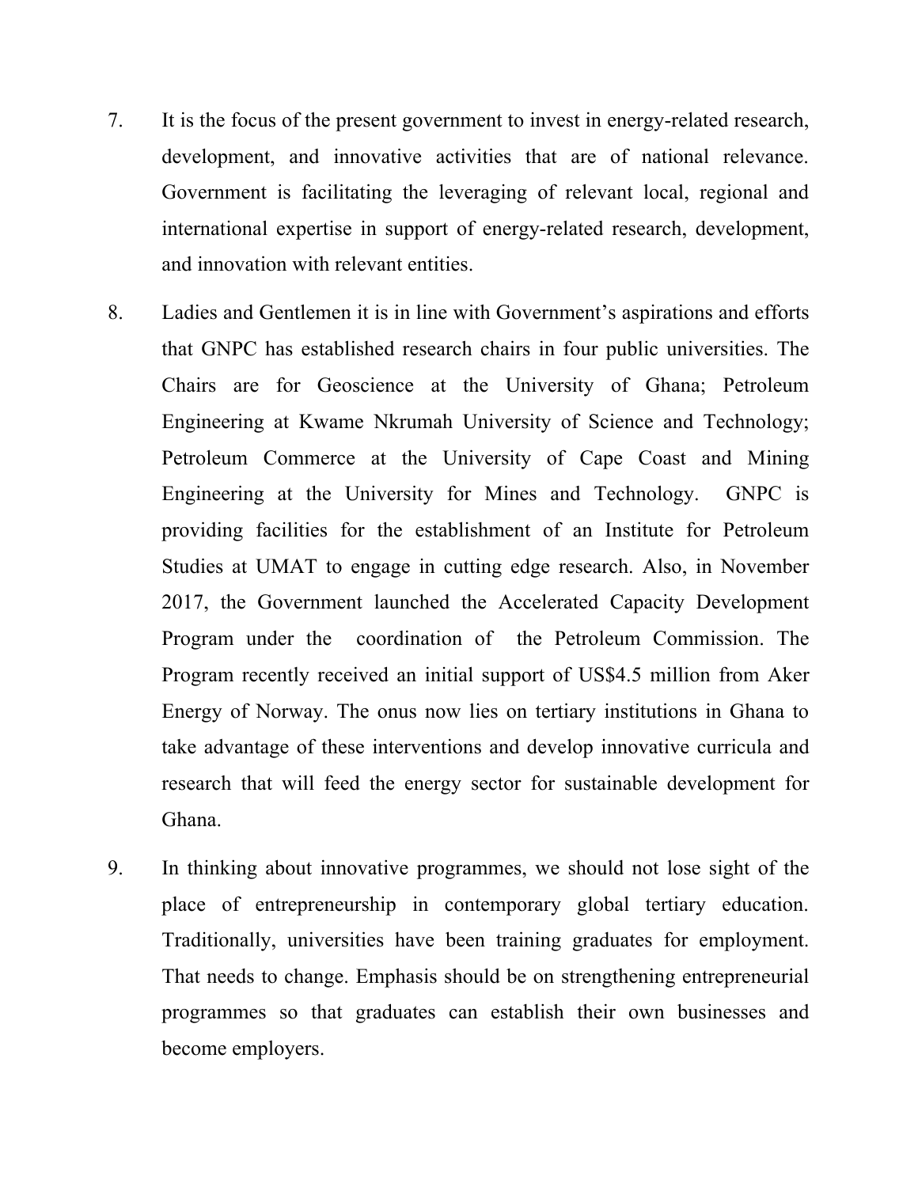7. It is the focus of the present government to invest in energy-related research, development, and innovative activities that are of national relevance. Government is facilitating the leveraging of relevant local, regional and international expertise in support of energy-related research, development, and innovation with relevant entities.

8. Ladies and Gentlemen it is in line with Government's aspirations and efforts that GNPC has established research chairs in four public universities. The Chairs are for Geoscience at the University of Ghana; Petroleum Engineering at Kwame Nkrumah University of Science and Technology; Petroleum Commerce at the University of Cape Coast and Mining Engineering at the University for Mines and Technology. GNPC is providing facilities for the establishment of an Institute for Petroleum Studies at UMAT to engage in cutting edge research. Also, in November 2017, the Government launched the Accelerated Capacity Development Program under the coordination of the Petroleum Commission. The Program recently received an initial support of US$4.5 million from Aker Energy of Norway. The onus now lies on tertiary institutions in Ghana to take advantage of these interventions and develop innovative curricula and research that will feed the energy sector for sustainable development for Ghana.

9. In thinking about innovative programmes, we should not lose sight of the place of entrepreneurship in contemporary global tertiary education. Traditionally, universities have been training graduates for employment. That needs to change. Emphasis should be on strengthening entrepreneurial programmes so that graduates can establish their own businesses and become employers.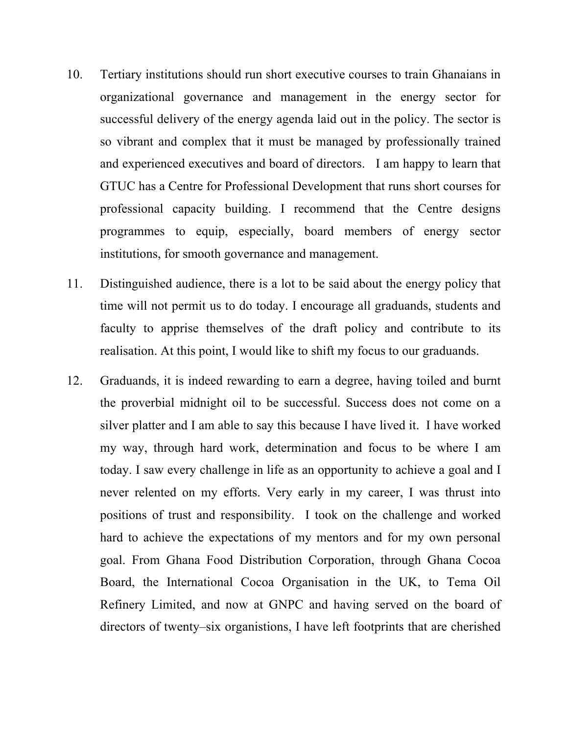10. Tertiary institutions should run short executive courses to train Ghanaians in organizational governance and management in the energy sector for successful delivery of the energy agenda laid out in the policy. The sector is so vibrant and complex that it must be managed by professionally trained and experienced executives and board of directors. I am happy to learn that GTUC has a Centre for Professional Development that runs short courses for professional capacity building. I recommend that the Centre designs programmes to equip, especially, board members of energy sector institutions, for smooth governance and management.

11. Distinguished audience, there is a lot to be said about the energy policy that time will not permit us to do today. I encourage all graduands, students and faculty to apprise themselves of the draft policy and contribute to its realisation. At this point, I would like to shift my focus to our graduands.

12. Graduands, it is indeed rewarding to earn a degree, having toiled and burnt the proverbial midnight oil to be successful. Success does not come on a silver platter and I am able to say this because I have lived it. I have worked my way, through hard work, determination and focus to be where I am today. I saw every challenge in life as an opportunity to achieve a goal and I never relented on my efforts. Very early in my career, I was thrust into positions of trust and responsibility. I took on the challenge and worked hard to achieve the expectations of my mentors and for my own personal goal. From Ghana Food Distribution Corporation, through Ghana Cocoa Board, the International Cocoa Organisation in the UK, to Tema Oil Refinery Limited, and now at GNPC and having served on the board of directors of twenty–six organistions, I have left footprints that are cherished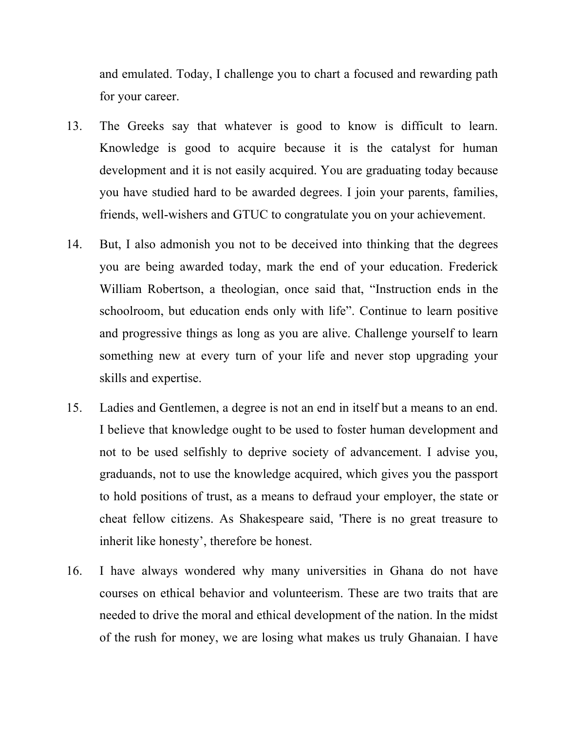and emulated. Today, I challenge you to chart a focused and rewarding path for your career.

13. The Greeks say that whatever is good to know is difficult to learn. Knowledge is good to acquire because it is the catalyst for human development and it is not easily acquired. You are graduating today because you have studied hard to be awarded degrees. I join your parents, families, friends, well-wishers and GTUC to congratulate you on your achievement.

14. But, I also admonish you not to be deceived into thinking that the degrees you are being awarded today, mark the end of your education. Frederick William Robertson, a theologian, once said that, "Instruction ends in the schoolroom, but education ends only with life". Continue to learn positive and progressive things as long as you are alive. Challenge yourself to learn something new at every turn of your life and never stop upgrading your skills and expertise.

15. Ladies and Gentlemen, a degree is not an end in itself but a means to an end. I believe that knowledge ought to be used to foster human development and not to be used selfishly to deprive society of advancement. I advise you, graduands, not to use the knowledge acquired, which gives you the passport to hold positions of trust, as a means to defraud your employer, the state or cheat fellow citizens. As Shakespeare said, 'There is no great treasure to inherit like honesty', therefore be honest.

16. I have always wondered why many universities in Ghana do not have courses on ethical behavior and volunteerism. These are two traits that are needed to drive the moral and ethical development of the nation. In the midst of the rush for money, we are losing what makes us truly Ghanaian. I have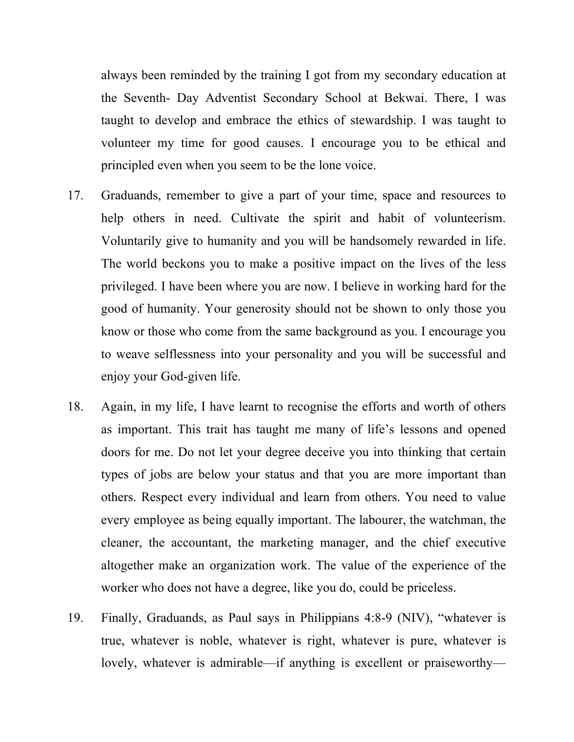always been reminded by the training I got from my secondary education at the Seventh- Day Adventist Secondary School at Bekwai. There, I was taught to develop and embrace the ethics of stewardship. I was taught to volunteer my time for good causes. I encourage you to be ethical and principled even when you seem to be the lone voice.

17. Graduands, remember to give a part of your time, space and resources to help others in need. Cultivate the spirit and habit of volunteerism. Voluntarily give to humanity and you will be handsomely rewarded in life. The world beckons you to make a positive impact on the lives of the less privileged. I have been where you are now. I believe in working hard for the good of humanity. Your generosity should not be shown to only those you know or those who come from the same background as you. I encourage you to weave selflessness into your personality and you will be successful and enjoy your God-given life.

18. Again, in my life, I have learnt to recognise the efforts and worth of others as important. This trait has taught me many of life's lessons and opened doors for me. Do not let your degree deceive you into thinking that certain types of jobs are below your status and that you are more important than others. Respect every individual and learn from others. You need to value every employee as being equally important. The labourer, the watchman, the cleaner, the accountant, the marketing manager, and the chief executive altogether make an organization work. The value of the experience of the worker who does not have a degree, like you do, could be priceless.

19. Finally, Graduands, as Paul says in Philippians 4:8-9 (NIV), "whatever is true, whatever is noble, whatever is right, whatever is pure, whatever is lovely, whatever is admirable—if anything is excellent or praiseworthy—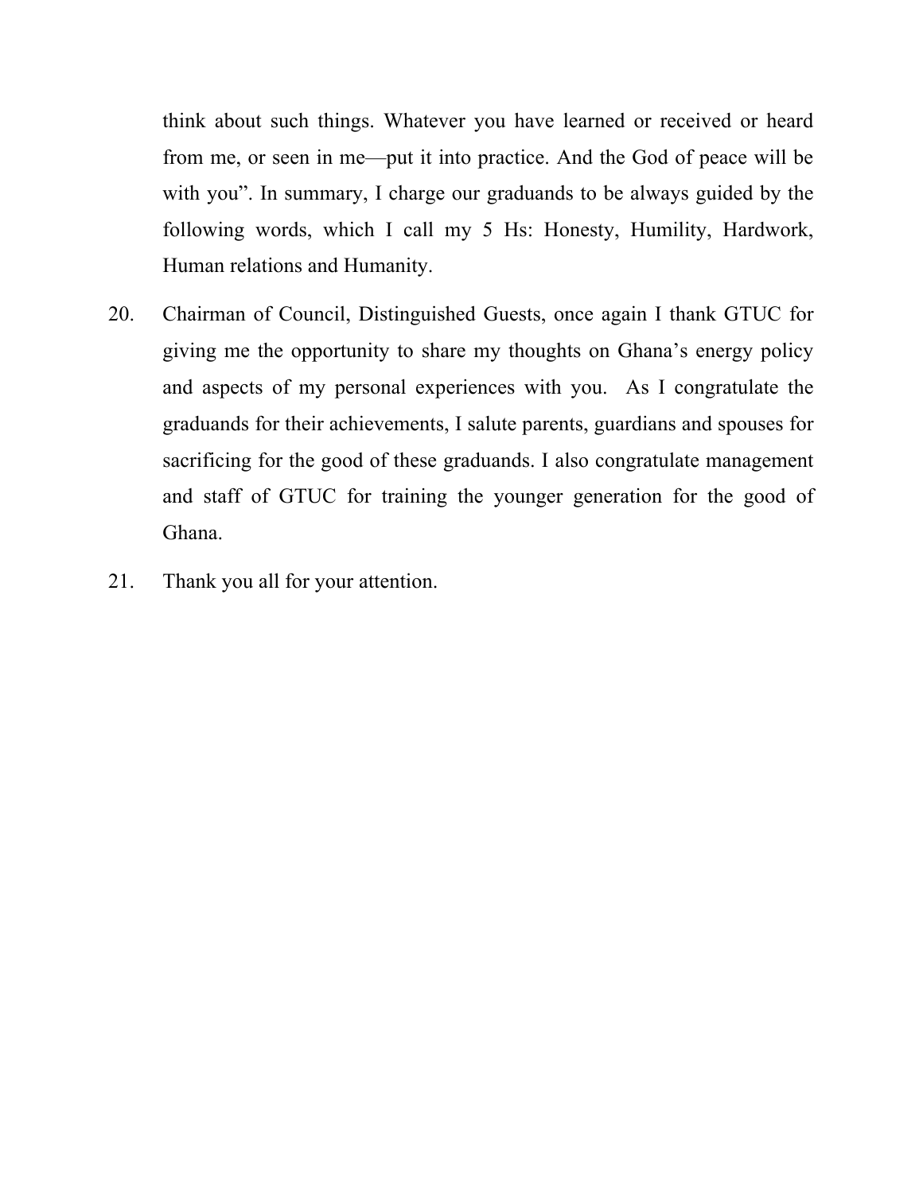think about such things. Whatever you have learned or received or heard from me, or seen in me—put it into practice. And the God of peace will be with you". In summary, I charge our graduands to be always guided by the following words, which I call my 5 Hs: Honesty, Humility, Hardwork, Human relations and Humanity.

20. Chairman of Council, Distinguished Guests, once again I thank GTUC for giving me the opportunity to share my thoughts on Ghana's energy policy and aspects of my personal experiences with you. As I congratulate the graduands for their achievements, I salute parents, guardians and spouses for sacrificing for the good of these graduands. I also congratulate management and staff of GTUC for training the younger generation for the good of Ghana.

21. Thank you all for your attention.